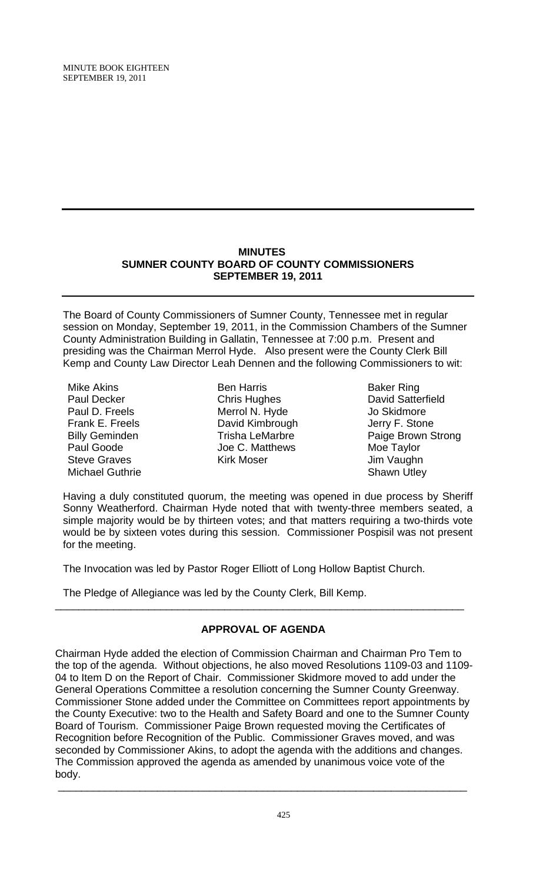## MINUTES
## SUMNER COUNTY BOARD OF COUNTY COMMISSIONERS
## SEPTEMBER 19, 2011

The Board of County Commissioners of Sumner County, Tennessee met in regular session on Monday, September 19, 2011, in the Commission Chambers of the Sumner County Administration Building in Gallatin, Tennessee at 7:00 p.m. Present and presiding was the Chairman Merrol Hyde. Also present were the County Clerk Bill Kemp and County Law Director Leah Dennen and the following Commissioners to wit:

| | | |
|---|---|---|
| Mike Akins | Ben Harris | Baker Ring |
| Paul Decker | Chris Hughes | David Satterfield |
| Paul D. Freels | Merrol N. Hyde | Jo Skidmore |
| Frank E. Freels | David Kimbrough | Jerry F. Stone |
| Billy Geminden | Trisha LeMarbre | Paige Brown Strong |
| Paul Goode | Joe C. Matthews | Moe Taylor |
| Steve Graves | Kirk Moser | Jim Vaughn |
| Michael Guthrie | | Shawn Utley |

Having a duly constituted quorum, the meeting was opened in due process by Sheriff Sonny Weatherford. Chairman Hyde noted that with twenty-three members seated, a simple majority would be by thirteen votes; and that matters requiring a two-thirds vote would be by sixteen votes during this session. Commissioner Pospisil was not present for the meeting.

The Invocation was led by Pastor Roger Elliott of Long Hollow Baptist Church.

The Pledge of Allegiance was led by the County Clerk, Bill Kemp.

---

### APPROVAL OF AGENDA

Chairman Hyde added the election of Commission Chairman and Chairman Pro Tem to the top of the agenda. Without objections, he also moved Resolutions 1109-03 and 1109-04 to Item D on the Report of Chair. Commissioner Skidmore moved to add under the General Operations Committee a resolution concerning the Sumner County Greenway. Commissioner Stone added under the Committee on Committees report appointments by the County Executive: two to the Health and Safety Board and one to the Sumner County Board of Tourism. Commissioner Paige Brown requested moving the Certificates of Recognition before Recognition of the Public. Commissioner Graves moved, and was seconded by Commissioner Akins, to adopt the agenda with the additions and changes. The Commission approved the agenda as amended by unanimous voice vote of the body.

---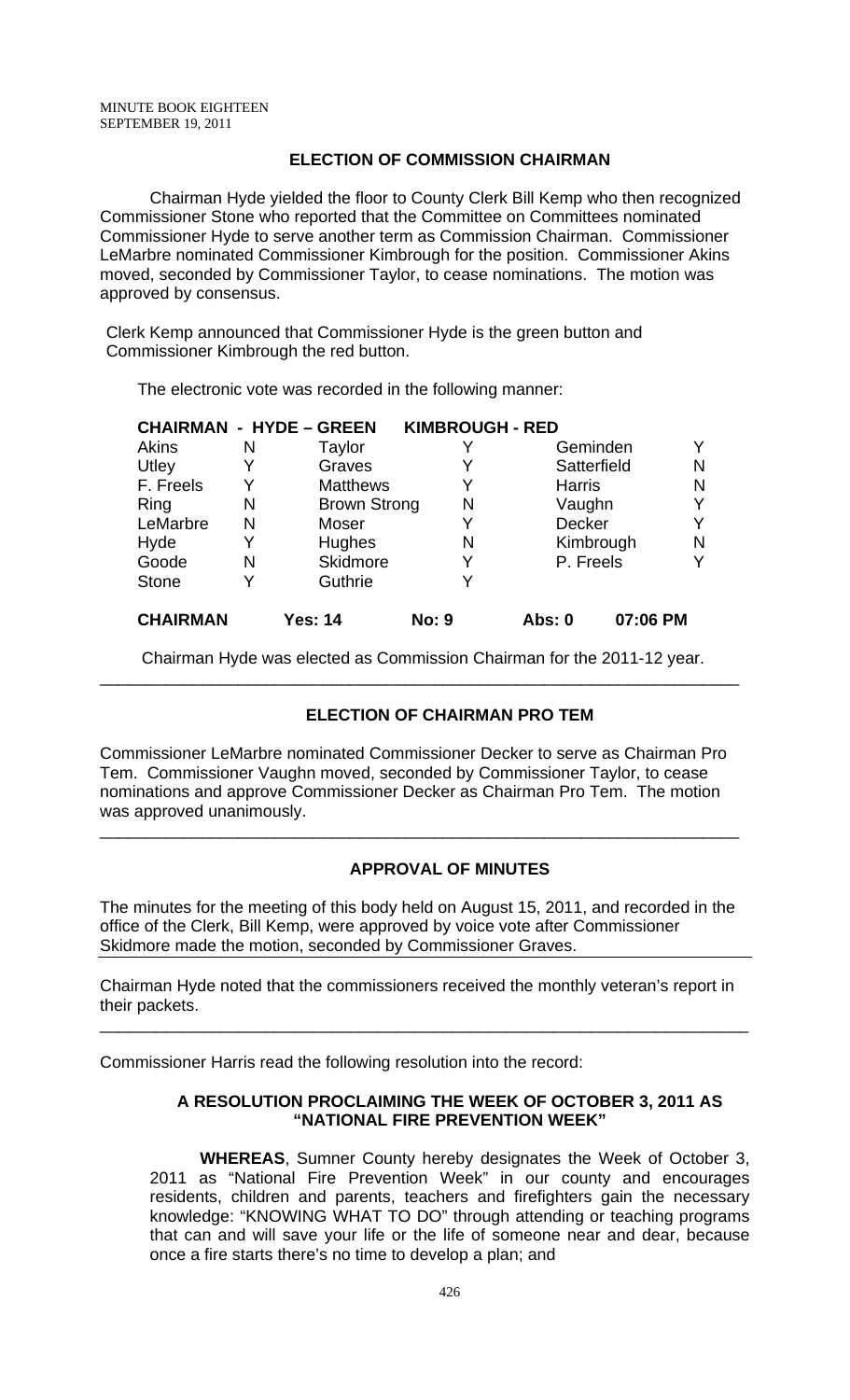MINUTE BOOK EIGHTEEN
SEPTEMBER 19, 2011

## ELECTION OF COMMISSION CHAIRMAN

Chairman Hyde yielded the floor to County Clerk Bill Kemp who then recognized Commissioner Stone who reported that the Committee on Committees nominated Commissioner Hyde to serve another term as Commission Chairman. Commissioner LeMarbre nominated Commissioner Kimbrough for the position. Commissioner Akins moved, seconded by Commissioner Taylor, to cease nominations. The motion was approved by consensus.

Clerk Kemp announced that Commissioner Hyde is the green button and Commissioner Kimbrough the red button.

The electronic vote was recorded in the following manner:

| CHAIRMAN - HYDE – GREEN | | KIMBROUGH - RED | | | |
|---|---|---|---|---|---|
| Akins | N | Taylor | Y | Geminden | Y |
| Utley | Y | Graves | Y | Satterfield | N |
| F. Freels | Y | Matthews | Y | Harris | N |
| Ring | N | Brown Strong | N | Vaughn | Y |
| LeMarbre | N | Moser | Y | Decker | Y |
| Hyde | Y | Hughes | N | Kimbrough | N |
| Goode | N | Skidmore | Y | P. Freels | Y |
| Stone | Y | Guthrie | Y | | |
| **CHAIRMAN** | | **Yes: 14** | **No: 9** | **Abs: 0** | **07:06 PM** |

Chairman Hyde was elected as Commission Chairman for the 2011-12 year.

---

## ELECTION OF CHAIRMAN PRO TEM

Commissioner LeMarbre nominated Commissioner Decker to serve as Chairman Pro Tem. Commissioner Vaughn moved, seconded by Commissioner Taylor, to cease nominations and approve Commissioner Decker as Chairman Pro Tem. The motion was approved unanimously.

---

## APPROVAL OF MINUTES

The minutes for the meeting of this body held on August 15, 2011, and recorded in the office of the Clerk, Bill Kemp, were approved by voice vote after Commissioner Skidmore made the motion, seconded by Commissioner Graves.

---

Chairman Hyde noted that the commissioners received the monthly veteran's report in their packets.

---

Commissioner Harris read the following resolution into the record:

### A RESOLUTION PROCLAIMING THE WEEK OF OCTOBER 3, 2011 AS "NATIONAL FIRE PREVENTION WEEK"

**WHEREAS**, Sumner County hereby designates the Week of October 3, 2011 as "National Fire Prevention Week" in our county and encourages residents, children and parents, teachers and firefighters gain the necessary knowledge: "KNOWING WHAT TO DO" through attending or teaching programs that can and will save your life or the life of someone near and dear, because once a fire starts there's no time to develop a plan; and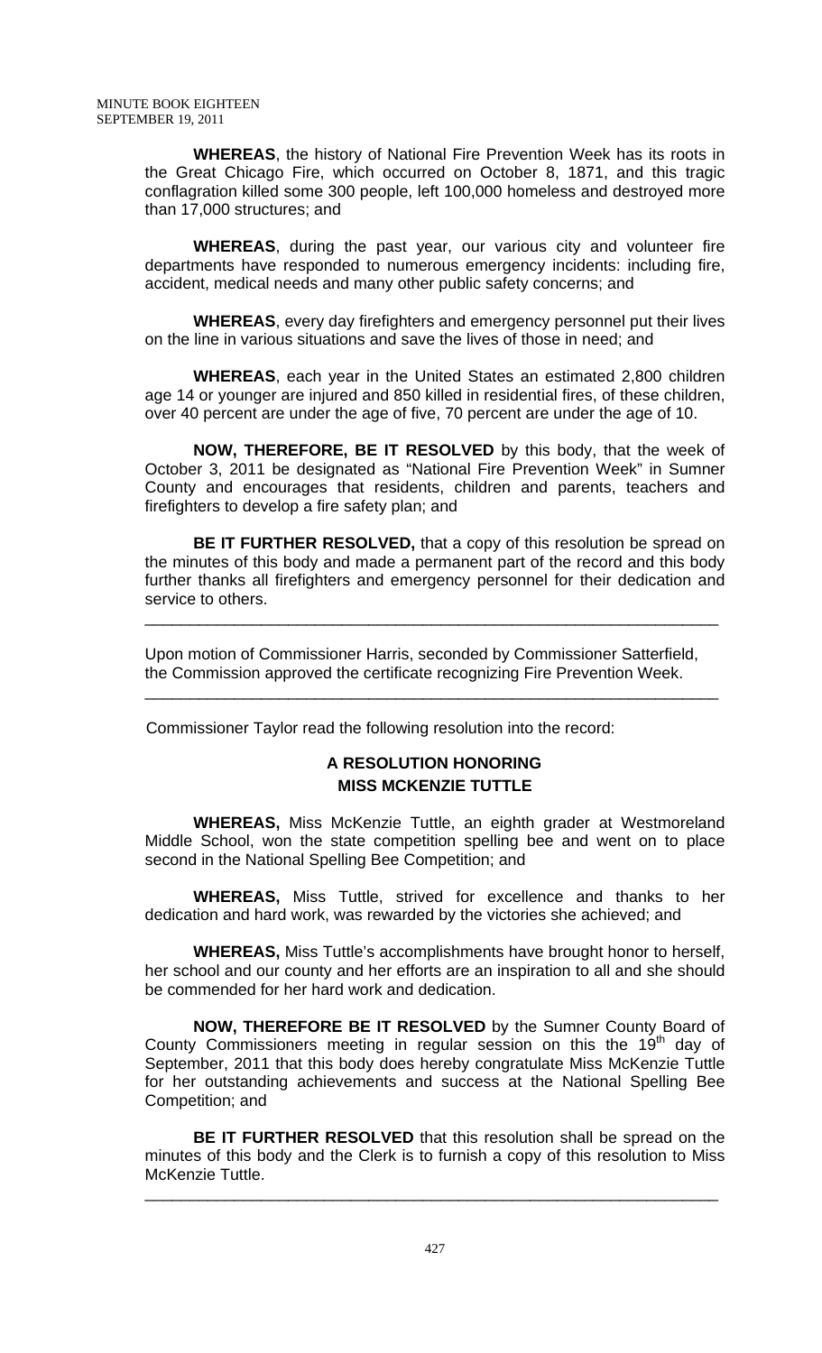**WHEREAS**, the history of National Fire Prevention Week has its roots in the Great Chicago Fire, which occurred on October 8, 1871, and this tragic conflagration killed some 300 people, left 100,000 homeless and destroyed more than 17,000 structures; and

**WHEREAS**, during the past year, our various city and volunteer fire departments have responded to numerous emergency incidents: including fire, accident, medical needs and many other public safety concerns; and

**WHEREAS**, every day firefighters and emergency personnel put their lives on the line in various situations and save the lives of those in need; and

**WHEREAS**, each year in the United States an estimated 2,800 children age 14 or younger are injured and 850 killed in residential fires, of these children, over 40 percent are under the age of five, 70 percent are under the age of 10.

**NOW, THEREFORE, BE IT RESOLVED** by this body, that the week of October 3, 2011 be designated as "National Fire Prevention Week" in Sumner County and encourages that residents, children and parents, teachers and firefighters to develop a fire safety plan; and

**BE IT FURTHER RESOLVED,** that a copy of this resolution be spread on the minutes of this body and made a permanent part of the record and this body further thanks all firefighters and emergency personnel for their dedication and service to others.

---

Upon motion of Commissioner Harris, seconded by Commissioner Satterfield, the Commission approved the certificate recognizing Fire Prevention Week.

---

Commissioner Taylor read the following resolution into the record:

**A RESOLUTION HONORING**
**MISS MCKENZIE TUTTLE**

**WHEREAS,** Miss McKenzie Tuttle, an eighth grader at Westmoreland Middle School, won the state competition spelling bee and went on to place second in the National Spelling Bee Competition; and

**WHEREAS,** Miss Tuttle, strived for excellence and thanks to her dedication and hard work, was rewarded by the victories she achieved; and

**WHEREAS,** Miss Tuttle's accomplishments have brought honor to herself, her school and our county and her efforts are an inspiration to all and she should be commended for her hard work and dedication.

**NOW, THEREFORE BE IT RESOLVED** by the Sumner County Board of County Commissioners meeting in regular session on this the 19th day of September, 2011 that this body does hereby congratulate Miss McKenzie Tuttle for her outstanding achievements and success at the National Spelling Bee Competition; and

**BE IT FURTHER RESOLVED** that this resolution shall be spread on the minutes of this body and the Clerk is to furnish a copy of this resolution to Miss McKenzie Tuttle.

---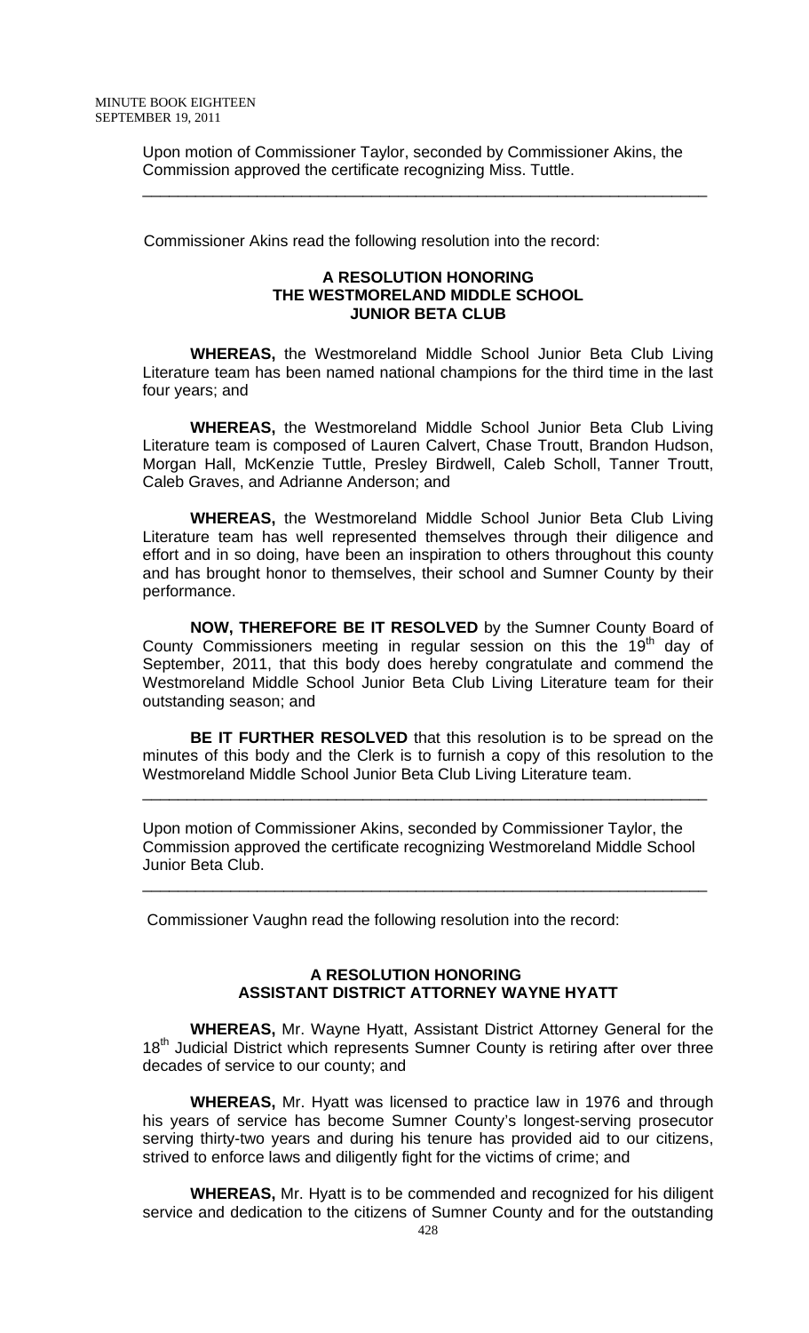Upon motion of Commissioner Taylor, seconded by Commissioner Akins, the Commission approved the certificate recognizing Miss. Tuttle.

---

Commissioner Akins read the following resolution into the record:

**A RESOLUTION HONORING**
**THE WESTMORELAND MIDDLE SCHOOL**
**JUNIOR BETA CLUB**

**WHEREAS,** the Westmoreland Middle School Junior Beta Club Living Literature team has been named national champions for the third time in the last four years; and

**WHEREAS,** the Westmoreland Middle School Junior Beta Club Living Literature team is composed of Lauren Calvert, Chase Troutt, Brandon Hudson, Morgan Hall, McKenzie Tuttle, Presley Birdwell, Caleb Scholl, Tanner Troutt, Caleb Graves, and Adrianne Anderson; and

**WHEREAS,** the Westmoreland Middle School Junior Beta Club Living Literature team has well represented themselves through their diligence and effort and in so doing, have been an inspiration to others throughout this county and has brought honor to themselves, their school and Sumner County by their performance.

**NOW, THEREFORE BE IT RESOLVED** by the Sumner County Board of County Commissioners meeting in regular session on this the 19th day of September, 2011, that this body does hereby congratulate and commend the Westmoreland Middle School Junior Beta Club Living Literature team for their outstanding season; and

**BE IT FURTHER RESOLVED** that this resolution is to be spread on the minutes of this body and the Clerk is to furnish a copy of this resolution to the Westmoreland Middle School Junior Beta Club Living Literature team.

---

Upon motion of Commissioner Akins, seconded by Commissioner Taylor, the Commission approved the certificate recognizing Westmoreland Middle School Junior Beta Club.

---

Commissioner Vaughn read the following resolution into the record:

**A RESOLUTION HONORING**
**ASSISTANT DISTRICT ATTORNEY WAYNE HYATT**

**WHEREAS,** Mr. Wayne Hyatt, Assistant District Attorney General for the 18th Judicial District which represents Sumner County is retiring after over three decades of service to our county; and

**WHEREAS,** Mr. Hyatt was licensed to practice law in 1976 and through his years of service has become Sumner County's longest-serving prosecutor serving thirty-two years and during his tenure has provided aid to our citizens, strived to enforce laws and diligently fight for the victims of crime; and

**WHEREAS,** Mr. Hyatt is to be commended and recognized for his diligent service and dedication to the citizens of Sumner County and for the outstanding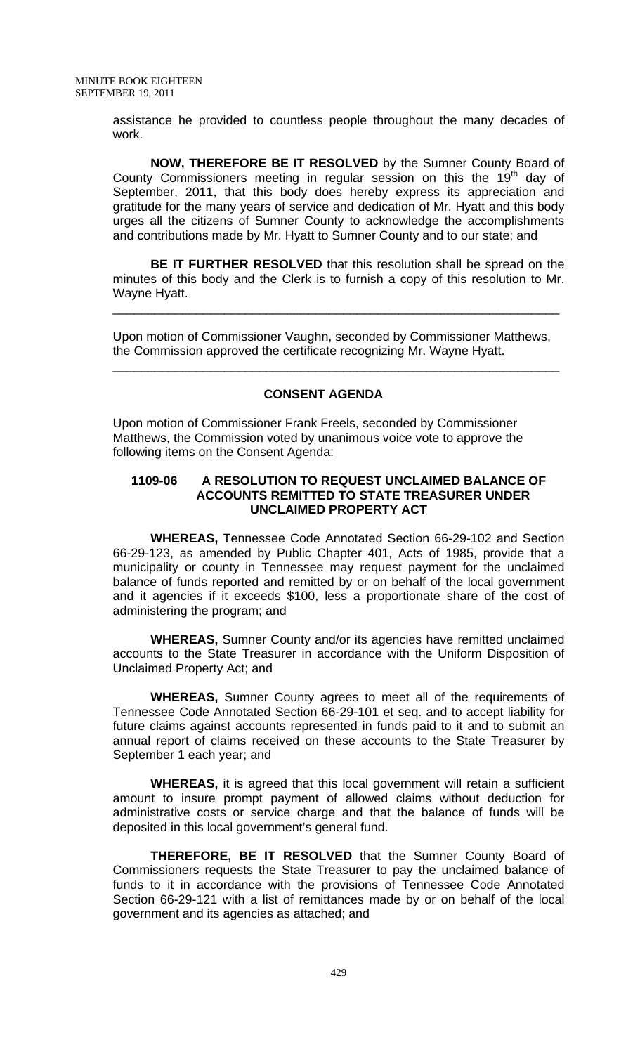assistance he provided to countless people throughout the many decades of work.

**NOW, THEREFORE BE IT RESOLVED** by the Sumner County Board of County Commissioners meeting in regular session on this the 19th day of September, 2011, that this body does hereby express its appreciation and gratitude for the many years of service and dedication of Mr. Hyatt and this body urges all the citizens of Sumner County to acknowledge the accomplishments and contributions made by Mr. Hyatt to Sumner County and to our state; and

**BE IT FURTHER RESOLVED** that this resolution shall be spread on the minutes of this body and the Clerk is to furnish a copy of this resolution to Mr. Wayne Hyatt.

---

Upon motion of Commissioner Vaughn, seconded by Commissioner Matthews, the Commission approved the certificate recognizing Mr. Wayne Hyatt.

---

**CONSENT AGENDA**

Upon motion of Commissioner Frank Freels, seconded by Commissioner Matthews, the Commission voted by unanimous voice vote to approve the following items on the Consent Agenda:

**1109-06 A RESOLUTION TO REQUEST UNCLAIMED BALANCE OF ACCOUNTS REMITTED TO STATE TREASURER UNDER UNCLAIMED PROPERTY ACT**

**WHEREAS,** Tennessee Code Annotated Section 66-29-102 and Section 66-29-123, as amended by Public Chapter 401, Acts of 1985, provide that a municipality or county in Tennessee may request payment for the unclaimed balance of funds reported and remitted by or on behalf of the local government and it agencies if it exceeds $100, less a proportionate share of the cost of administering the program; and

**WHEREAS,** Sumner County and/or its agencies have remitted unclaimed accounts to the State Treasurer in accordance with the Uniform Disposition of Unclaimed Property Act; and

**WHEREAS,** Sumner County agrees to meet all of the requirements of Tennessee Code Annotated Section 66-29-101 et seq. and to accept liability for future claims against accounts represented in funds paid to it and to submit an annual report of claims received on these accounts to the State Treasurer by September 1 each year; and

**WHEREAS,** it is agreed that this local government will retain a sufficient amount to insure prompt payment of allowed claims without deduction for administrative costs or service charge and that the balance of funds will be deposited in this local government's general fund.

**THEREFORE, BE IT RESOLVED** that the Sumner County Board of Commissioners requests the State Treasurer to pay the unclaimed balance of funds to it in accordance with the provisions of Tennessee Code Annotated Section 66-29-121 with a list of remittances made by or on behalf of the local government and its agencies as attached; and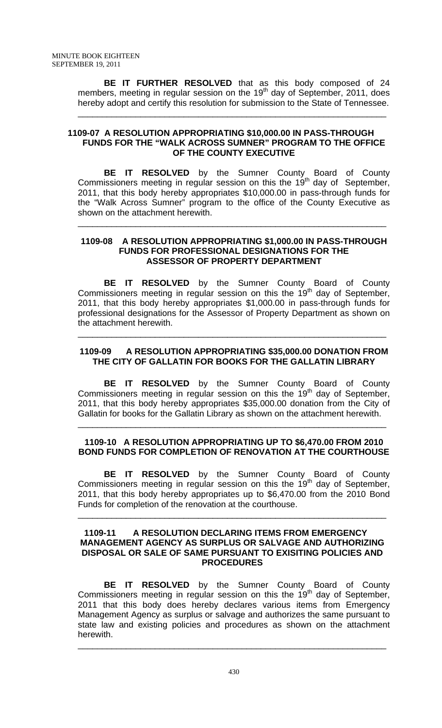**BE IT FURTHER RESOLVED** that as this body composed of 24 members, meeting in regular session on the 19th day of September, 2011, does hereby adopt and certify this resolution for submission to the State of Tennessee.

---

### 1109-07 A RESOLUTION APPROPRIATING $10,000.00 IN PASS-THROUGH FUNDS FOR THE "WALK ACROSS SUMNER" PROGRAM TO THE OFFICE OF THE COUNTY EXECUTIVE

**BE IT RESOLVED** by the Sumner County Board of County Commissioners meeting in regular session on this the 19th day of September, 2011, that this body hereby appropriates $10,000.00 in pass-through funds for the "Walk Across Sumner" program to the office of the County Executive as shown on the attachment herewith.

---

### 1109-08 A RESOLUTION APPROPRIATING $1,000.00 IN PASS-THROUGH FUNDS FOR PROFESSIONAL DESIGNATIONS FOR THE ASSESSOR OF PROPERTY DEPARTMENT

**BE IT RESOLVED** by the Sumner County Board of County Commissioners meeting in regular session on this the 19th day of September, 2011, that this body hereby appropriates $1,000.00 in pass-through funds for professional designations for the Assessor of Property Department as shown on the attachment herewith.

---

### 1109-09 A RESOLUTION APPROPRIATING $35,000.00 DONATION FROM THE CITY OF GALLATIN FOR BOOKS FOR THE GALLATIN LIBRARY

**BE IT RESOLVED** by the Sumner County Board of County Commissioners meeting in regular session on this the 19th day of September, 2011, that this body hereby appropriates $35,000.00 donation from the City of Gallatin for books for the Gallatin Library as shown on the attachment herewith.

---

### 1109-10 A RESOLUTION APPROPRIATING UP TO $6,470.00 FROM 2010 BOND FUNDS FOR COMPLETION OF RENOVATION AT THE COURTHOUSE

**BE IT RESOLVED** by the Sumner County Board of County Commissioners meeting in regular session on this the 19th day of September, 2011, that this body hereby appropriates up to $6,470.00 from the 2010 Bond Funds for completion of the renovation at the courthouse.

---

### 1109-11 A RESOLUTION DECLARING ITEMS FROM EMERGENCY MANAGEMENT AGENCY AS SURPLUS OR SALVAGE AND AUTHORIZING DISPOSAL OR SALE OF SAME PURSUANT TO EXISITING POLICIES AND PROCEDURES

**BE IT RESOLVED** by the Sumner County Board of County Commissioners meeting in regular session on this the 19th day of September, 2011 that this body does hereby declares various items from Emergency Management Agency as surplus or salvage and authorizes the same pursuant to state law and existing policies and procedures as shown on the attachment herewith.

---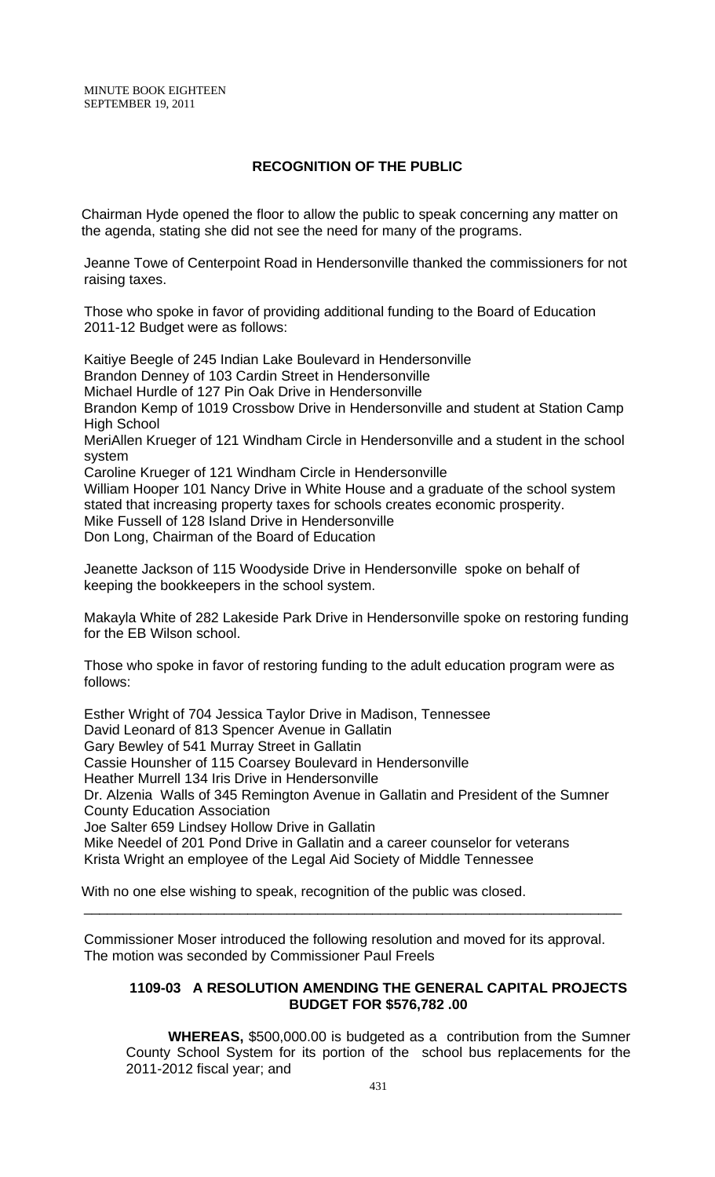MINUTE BOOK EIGHTEEN
SEPTEMBER 19, 2011

## RECOGNITION OF THE PUBLIC

Chairman Hyde opened the floor to allow the public to speak concerning any matter on the agenda, stating she did not see the need for many of the programs.

Jeanne Towe of Centerpoint Road in Hendersonville thanked the commissioners for not raising taxes.

Those who spoke in favor of providing additional funding to the Board of Education 2011-12 Budget were as follows:

Kaitiye Beegle of 245 Indian Lake Boulevard in Hendersonville
Brandon Denney of 103 Cardin Street in Hendersonville
Michael Hurdle of 127 Pin Oak Drive in Hendersonville
Brandon Kemp of 1019 Crossbow Drive in Hendersonville and student at Station Camp High School
MeriAllen Krueger of 121 Windham Circle in Hendersonville and a student in the school system
Caroline Krueger of 121 Windham Circle in Hendersonville
William Hooper 101 Nancy Drive in White House and a graduate of the school system stated that increasing property taxes for schools creates economic prosperity.
Mike Fussell of 128 Island Drive in Hendersonville
Don Long, Chairman of the Board of Education

Jeanette Jackson of 115 Woodyside Drive in Hendersonville spoke on behalf of keeping the bookkeepers in the school system.

Makayla White of 282 Lakeside Park Drive in Hendersonville spoke on restoring funding for the EB Wilson school.

Those who spoke in favor of restoring funding to the adult education program were as follows:

Esther Wright of 704 Jessica Taylor Drive in Madison, Tennessee
David Leonard of 813 Spencer Avenue in Gallatin
Gary Bewley of 541 Murray Street in Gallatin
Cassie Hounsher of 115 Coarsey Boulevard in Hendersonville
Heather Murrell 134 Iris Drive in Hendersonville
Dr. Alzenia Walls of 345 Remington Avenue in Gallatin and President of the Sumner County Education Association
Joe Salter 659 Lindsey Hollow Drive in Gallatin
Mike Needel of 201 Pond Drive in Gallatin and a career counselor for veterans
Krista Wright an employee of the Legal Aid Society of Middle Tennessee

With no one else wishing to speak, recognition of the public was closed.

---

Commissioner Moser introduced the following resolution and moved for its approval. The motion was seconded by Commissioner Paul Freels

### 1109-03 A RESOLUTION AMENDING THE GENERAL CAPITAL PROJECTS BUDGET FOR $576,782 .00

**WHEREAS,** $500,000.00 is budgeted as a contribution from the Sumner County School System for its portion of the school bus replacements for the 2011-2012 fiscal year; and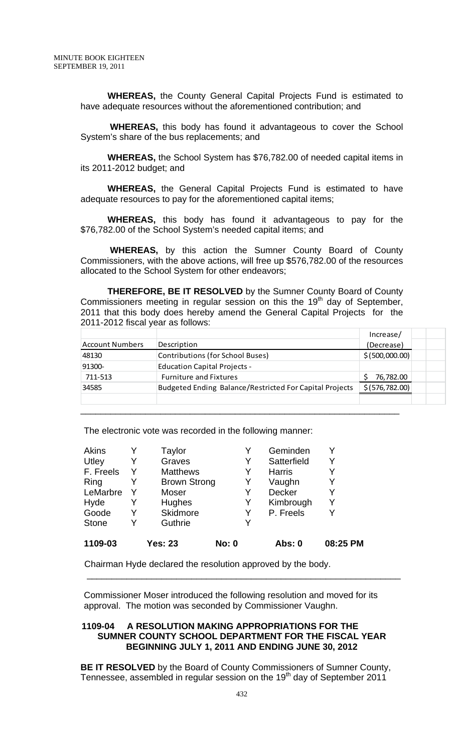**WHEREAS,** the County General Capital Projects Fund is estimated to have adequate resources without the aforementioned contribution; and

**WHEREAS,** this body has found it advantageous to cover the School System's share of the bus replacements; and

**WHEREAS,** the School System has $76,782.00 of needed capital items in its 2011-2012 budget; and

**WHEREAS,** the General Capital Projects Fund is estimated to have adequate resources to pay for the aforementioned capital items;

**WHEREAS,** this body has found it advantageous to pay for the $76,782.00 of the School System's needed capital items; and

**WHEREAS,** by this action the Sumner County Board of County Commissioners, with the above actions, will free up $576,782.00 of the resources allocated to the School System for other endeavors;

**THEREFORE, BE IT RESOLVED** by the Sumner County Board of County Commissioners meeting in regular session on this the 19th day of September, 2011 that this body does hereby amend the General Capital Projects for the 2011-2012 fiscal year as follows:

| Account Numbers | Description | Increase/ (Decrease) |
|---|---|---|
| 48130 | Contributions (for School Buses) | $ (500,000.00) |
| 91300- | Education Capital Projects - | |
| 711-513 | Furniture and Fixtures | $ 76,782.00 |
| 34585 | Budgeted Ending Balance/Restricted For Capital Projects | $ (576,782.00) |

---

The electronic vote was recorded in the following manner:

| | | | | | |
|---|---|---|---|---|---|
| Akins | Y | Taylor | Y | Geminden | Y |
| Utley | Y | Graves | Y | Satterfield | Y |
| F. Freels | Y | Matthews | Y | Harris | Y |
| Ring | Y | Brown Strong | Y | Vaughn | Y |
| LeMarbre | Y | Moser | Y | Decker | Y |
| Hyde | Y | Hughes | Y | Kimbrough | Y |
| Goode | Y | Skidmore | Y | P. Freels | Y |
| Stone | Y | Guthrie | Y | | |

**1109-03 Yes: 23 No: 0 Abs: 0 08:25 PM**

Chairman Hyde declared the resolution approved by the body.

---

Commissioner Moser introduced the following resolution and moved for its approval. The motion was seconded by Commissioner Vaughn.

**1109-04 A RESOLUTION MAKING APPROPRIATIONS FOR THE SUMNER COUNTY SCHOOL DEPARTMENT FOR THE FISCAL YEAR BEGINNING JULY 1, 2011 AND ENDING JUNE 30, 2012**

**BE IT RESOLVED** by the Board of County Commissioners of Sumner County, Tennessee, assembled in regular session on the 19th day of September 2011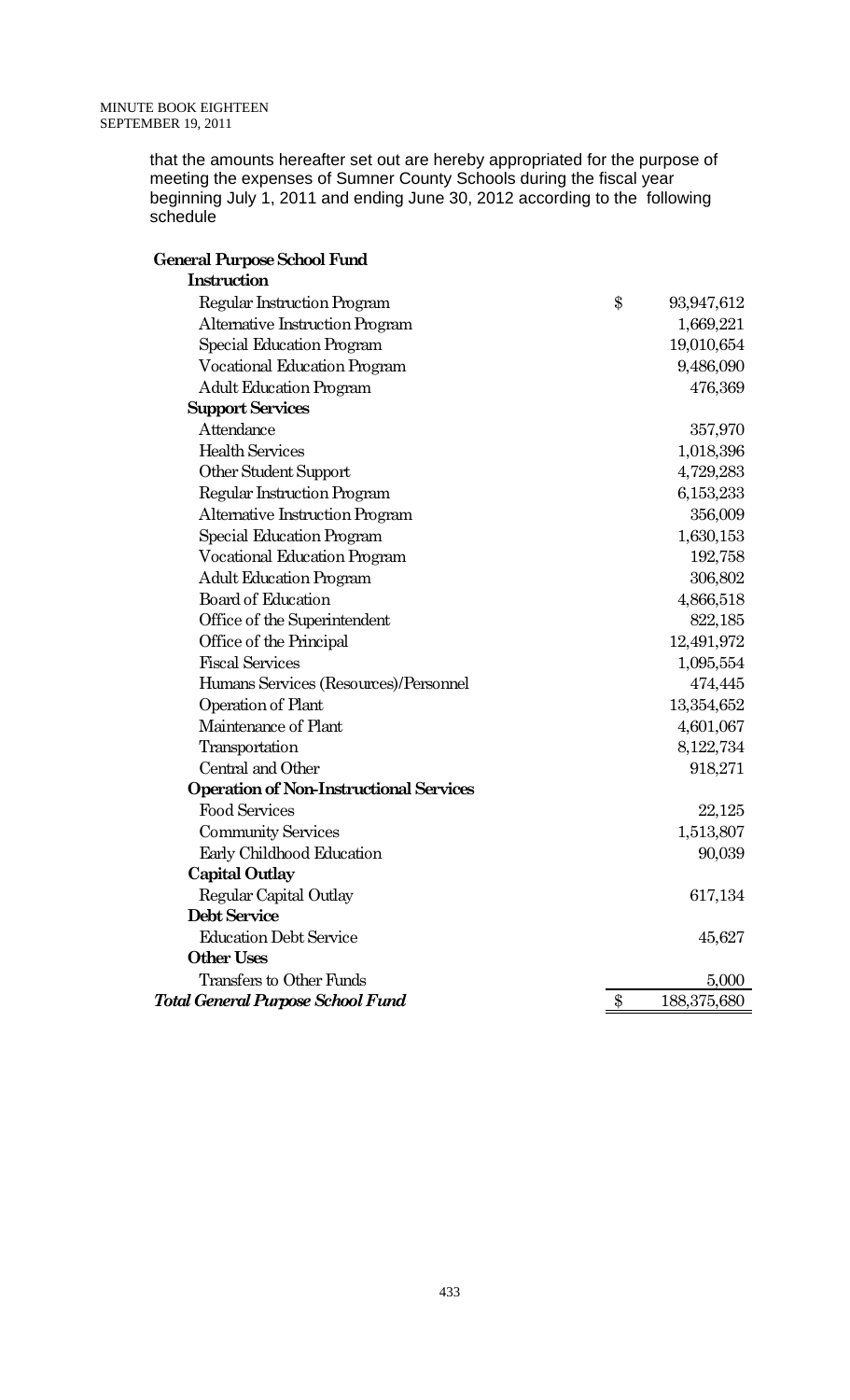that the amounts hereafter set out are hereby appropriated for the purpose of meeting the expenses of Sumner County Schools during the fiscal year beginning July 1, 2011 and ending June 30, 2012 according to the following schedule

| | | |
|---|---|---|
| **General Purpose School Fund** | | |
| **Instruction** | | |
| Regular Instruction Program | $ | 93,947,612 |
| Alternative Instruction Program | | 1,669,221 |
| Special Education Program | | 19,010,654 |
| Vocational Education Program | | 9,486,090 |
| Adult Education Program | | 476,369 |
| **Support Services** | | |
| Attendance | | 357,970 |
| Health Services | | 1,018,396 |
| Other Student Support | | 4,729,283 |
| Regular Instruction Program | | 6,153,233 |
| Alternative Instruction Program | | 356,009 |
| Special Education Program | | 1,630,153 |
| Vocational Education Program | | 192,758 |
| Adult Education Program | | 306,802 |
| Board of Education | | 4,866,518 |
| Office of the Superintendent | | 822,185 |
| Office of the Principal | | 12,491,972 |
| Fiscal Services | | 1,095,554 |
| Humans Services (Resources)/Personnel | | 474,445 |
| Operation of Plant | | 13,354,652 |
| Maintenance of Plant | | 4,601,067 |
| Transportation | | 8,122,734 |
| Central and Other | | 918,271 |
| **Operation of Non-Instructional Services** | | |
| Food Services | | 22,125 |
| Community Services | | 1,513,807 |
| Early Childhood Education | | 90,039 |
| **Capital Outlay** | | |
| Regular Capital Outlay | | 617,134 |
| **Debt Service** | | |
| Education Debt Service | | 45,627 |
| **Other Uses** | | |
| Transfers to Other Funds | | 5,000 |
| ***Total General Purpose School Fund*** | $ | 188,375,680 |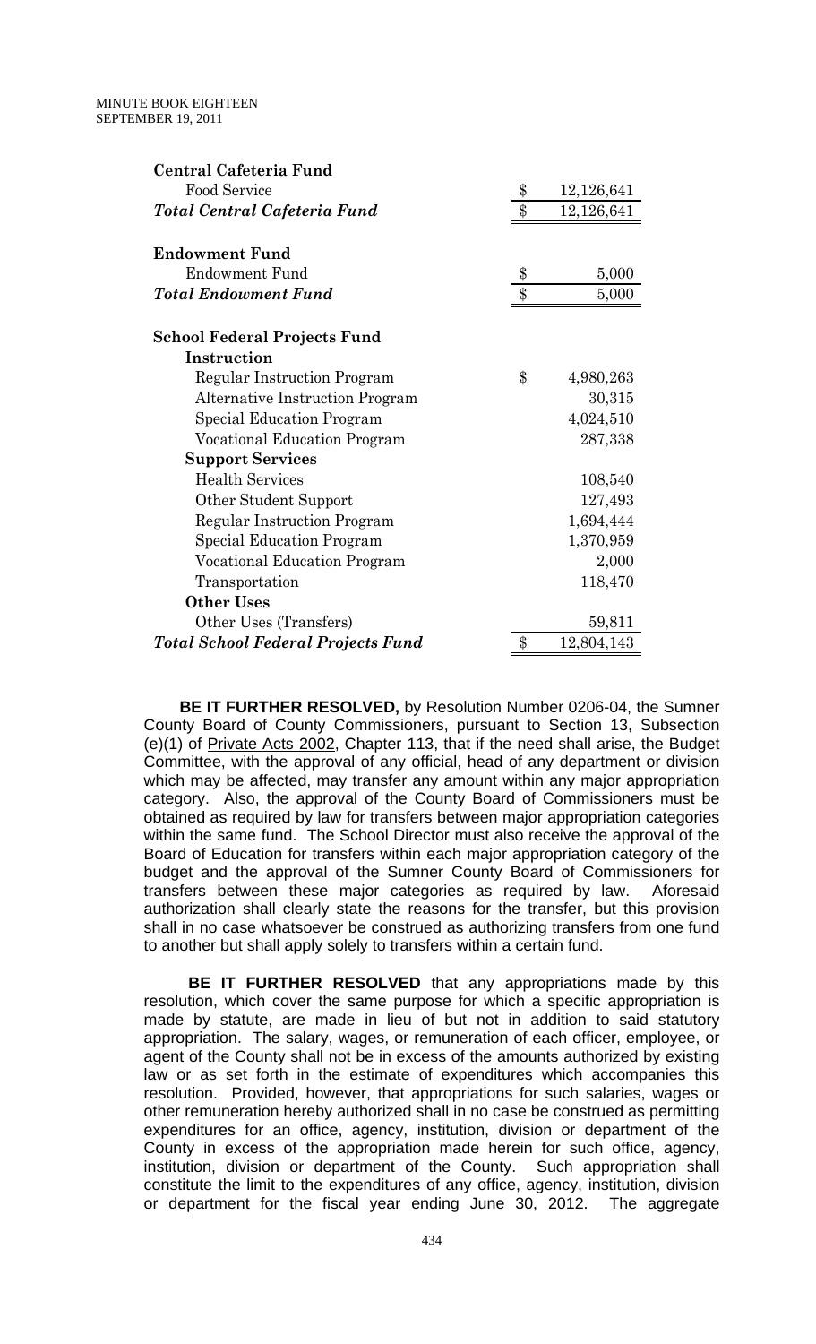| | |
|---|---|
| **Central Cafeteria Fund** | |
| Food Service | $ 12,126,641 |
| ***Total Central Cafeteria Fund*** | $ 12,126,641 |
| | |
| **Endowment Fund** | |
| Endowment Fund | $ 5,000 |
| ***Total Endowment Fund*** | $ 5,000 |
| | |
| **School Federal Projects Fund** | |
| **Instruction** | |
| Regular Instruction Program | $ 4,980,263 |
| Alternative Instruction Program | 30,315 |
| Special Education Program | 4,024,510 |
| Vocational Education Program | 287,338 |
| **Support Services** | |
| Health Services | 108,540 |
| Other Student Support | 127,493 |
| Regular Instruction Program | 1,694,444 |
| Special Education Program | 1,370,959 |
| Vocational Education Program | 2,000 |
| Transportation | 118,470 |
| **Other Uses** | |
| Other Uses (Transfers) | 59,811 |
| ***Total School Federal Projects Fund*** | $ 12,804,143 |

**BE IT FURTHER RESOLVED,** by Resolution Number 0206-04, the Sumner County Board of County Commissioners, pursuant to Section 13, Subsection (e)(1) of Private Acts 2002, Chapter 113, that if the need shall arise, the Budget Committee, with the approval of any official, head of any department or division which may be affected, may transfer any amount within any major appropriation category. Also, the approval of the County Board of Commissioners must be obtained as required by law for transfers between major appropriation categories within the same fund. The School Director must also receive the approval of the Board of Education for transfers within each major appropriation category of the budget and the approval of the Sumner County Board of Commissioners for transfers between these major categories as required by law. Aforesaid authorization shall clearly state the reasons for the transfer, but this provision shall in no case whatsoever be construed as authorizing transfers from one fund to another but shall apply solely to transfers within a certain fund.

**BE IT FURTHER RESOLVED** that any appropriations made by this resolution, which cover the same purpose for which a specific appropriation is made by statute, are made in lieu of but not in addition to said statutory appropriation. The salary, wages, or remuneration of each officer, employee, or agent of the County shall not be in excess of the amounts authorized by existing law or as set forth in the estimate of expenditures which accompanies this resolution. Provided, however, that appropriations for such salaries, wages or other remuneration hereby authorized shall in no case be construed as permitting expenditures for an office, agency, institution, division or department of the County in excess of the appropriation made herein for such office, agency, institution, division or department of the County. Such appropriation shall constitute the limit to the expenditures of any office, agency, institution, division or department for the fiscal year ending June 30, 2012. The aggregate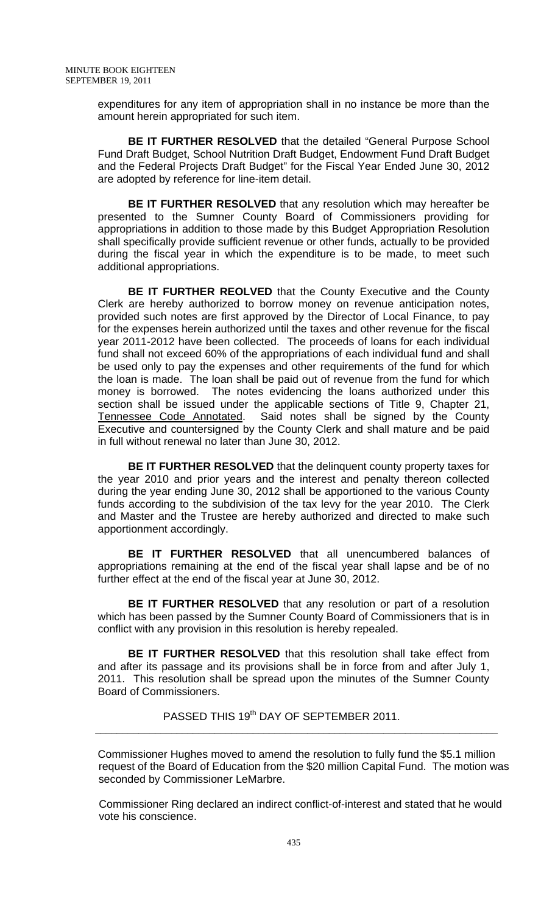expenditures for any item of appropriation shall in no instance be more than the amount herein appropriated for such item.

**BE IT FURTHER RESOLVED** that the detailed "General Purpose School Fund Draft Budget, School Nutrition Draft Budget, Endowment Fund Draft Budget and the Federal Projects Draft Budget" for the Fiscal Year Ended June 30, 2012 are adopted by reference for line-item detail.

**BE IT FURTHER RESOLVED** that any resolution which may hereafter be presented to the Sumner County Board of Commissioners providing for appropriations in addition to those made by this Budget Appropriation Resolution shall specifically provide sufficient revenue or other funds, actually to be provided during the fiscal year in which the expenditure is to be made, to meet such additional appropriations.

**BE IT FURTHER REOLVED** that the County Executive and the County Clerk are hereby authorized to borrow money on revenue anticipation notes, provided such notes are first approved by the Director of Local Finance, to pay for the expenses herein authorized until the taxes and other revenue for the fiscal year 2011-2012 have been collected. The proceeds of loans for each individual fund shall not exceed 60% of the appropriations of each individual fund and shall be used only to pay the expenses and other requirements of the fund for which the loan is made. The loan shall be paid out of revenue from the fund for which money is borrowed. The notes evidencing the loans authorized under this section shall be issued under the applicable sections of Title 9, Chapter 21, Tennessee Code Annotated. Said notes shall be signed by the County Executive and countersigned by the County Clerk and shall mature and be paid in full without renewal no later than June 30, 2012.

**BE IT FURTHER RESOLVED** that the delinquent county property taxes for the year 2010 and prior years and the interest and penalty thereon collected during the year ending June 30, 2012 shall be apportioned to the various County funds according to the subdivision of the tax levy for the year 2010. The Clerk and Master and the Trustee are hereby authorized and directed to make such apportionment accordingly.

**BE IT FURTHER RESOLVED** that all unencumbered balances of appropriations remaining at the end of the fiscal year shall lapse and be of no further effect at the end of the fiscal year at June 30, 2012.

**BE IT FURTHER RESOLVED** that any resolution or part of a resolution which has been passed by the Sumner County Board of Commissioners that is in conflict with any provision in this resolution is hereby repealed.

**BE IT FURTHER RESOLVED** that this resolution shall take effect from and after its passage and its provisions shall be in force from and after July 1, 2011. This resolution shall be spread upon the minutes of the Sumner County Board of Commissioners.

PASSED THIS 19th DAY OF SEPTEMBER 2011.

---

Commissioner Hughes moved to amend the resolution to fully fund the $5.1 million request of the Board of Education from the $20 million Capital Fund. The motion was seconded by Commissioner LeMarbre.

Commissioner Ring declared an indirect conflict-of-interest and stated that he would vote his conscience.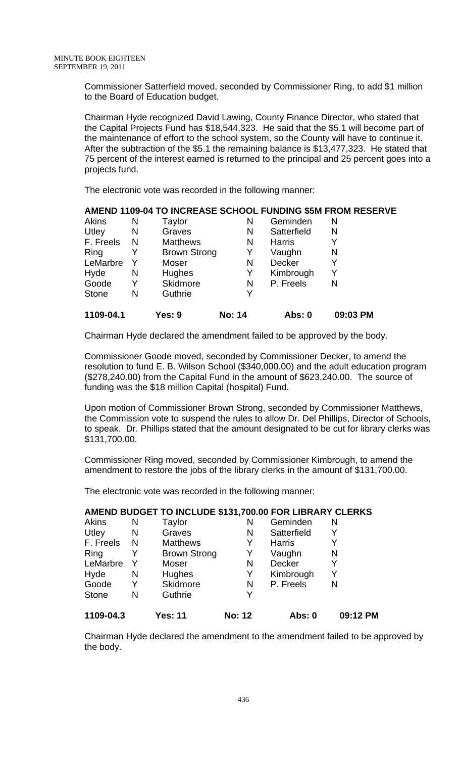Commissioner Satterfield moved, seconded by Commissioner Ring, to add $1 million to the Board of Education budget.

Chairman Hyde recognized David Lawing, County Finance Director, who stated that the Capital Projects Fund has $18,544,323. He said that the $5.1 will become part of the maintenance of effort to the school system, so the County will have to continue it. After the subtraction of the $5.1 the remaining balance is $13,477,323. He stated that 75 percent of the interest earned is returned to the principal and 25 percent goes into a projects fund.

The electronic vote was recorded in the following manner:

**AMEND 1109-04 TO INCREASE SCHOOL FUNDING $5M FROM RESERVE**

| | | | | | |
|---|---|---|---|---|---|
| Akins | N | Taylor | N | Geminden | N |
| Utley | N | Graves | N | Satterfield | N |
| F. Freels | N | Matthews | N | Harris | Y |
| Ring | Y | Brown Strong | Y | Vaughn | N |
| LeMarbre | Y | Moser | N | Decker | Y |
| Hyde | N | Hughes | Y | Kimbrough | Y |
| Goode | Y | Skidmore | N | P. Freels | N |
| Stone | N | Guthrie | Y | | |

**1109-04.1 Yes: 9 No: 14 Abs: 0 09:03 PM**

Chairman Hyde declared the amendment failed to be approved by the body.

Commissioner Goode moved, seconded by Commissioner Decker, to amend the resolution to fund E. B. Wilson School ($340,000.00) and the adult education program ($278,240.00) from the Capital Fund in the amount of $623,240.00. The source of funding was the $18 million Capital (hospital) Fund.

Upon motion of Commissioner Brown Strong, seconded by Commissioner Matthews, the Commission vote to suspend the rules to allow Dr. Del Phillips, Director of Schools, to speak. Dr. Phillips stated that the amount designated to be cut for library clerks was $131,700.00.

Commissioner Ring moved, seconded by Commissioner Kimbrough, to amend the amendment to restore the jobs of the library clerks in the amount of $131,700.00.

The electronic vote was recorded in the following manner:

**AMEND BUDGET TO INCLUDE $131,700.00 FOR LIBRARY CLERKS**

| | | | | | |
|---|---|---|---|---|---|
| Akins | N | Taylor | N | Geminden | N |
| Utley | N | Graves | N | Satterfield | Y |
| F. Freels | N | Matthews | Y | Harris | Y |
| Ring | Y | Brown Strong | Y | Vaughn | N |
| LeMarbre | Y | Moser | N | Decker | Y |
| Hyde | N | Hughes | Y | Kimbrough | Y |
| Goode | Y | Skidmore | N | P. Freels | N |
| Stone | N | Guthrie | Y | | |

**1109-04.3 Yes: 11 No: 12 Abs: 0 09:12 PM**

Chairman Hyde declared the amendment to the amendment failed to be approved by the body.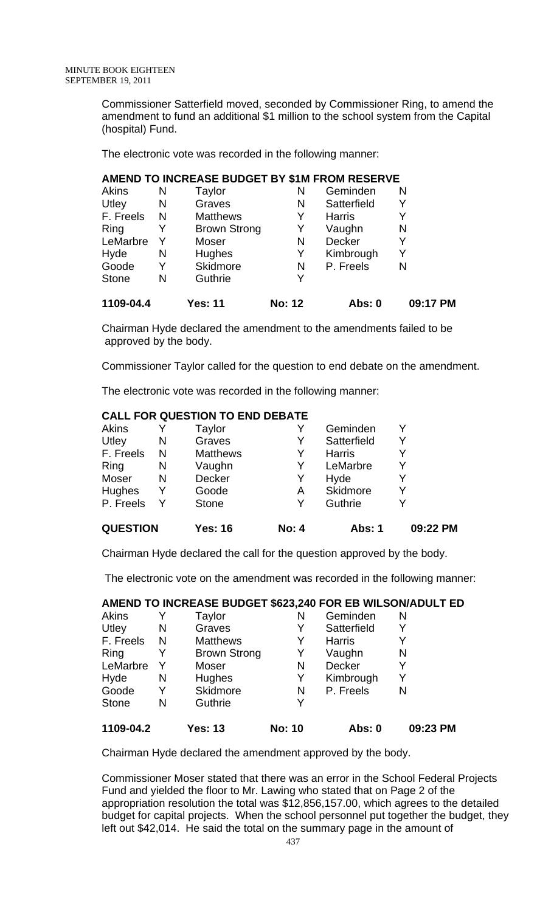Commissioner Satterfield moved, seconded by Commissioner Ring, to amend the amendment to fund an additional $1 million to the school system from the Capital (hospital) Fund.

The electronic vote was recorded in the following manner:

**AMEND TO INCREASE BUDGET BY $1M FROM RESERVE**

| | | | | | |
|---|---|---|---|---|---|
| Akins | N | Taylor | N | Geminden | N |
| Utley | N | Graves | N | Satterfield | Y |
| F. Freels | N | Matthews | Y | Harris | Y |
| Ring | Y | Brown Strong | Y | Vaughn | N |
| LeMarbre | Y | Moser | N | Decker | Y |
| Hyde | N | Hughes | Y | Kimbrough | Y |
| Goode | Y | Skidmore | N | P. Freels | N |
| Stone | N | Guthrie | Y | | |

**1109-04.4 Yes: 11 No: 12 Abs: 0 09:17 PM**

Chairman Hyde declared the amendment to the amendments failed to be approved by the body.

Commissioner Taylor called for the question to end debate on the amendment.

The electronic vote was recorded in the following manner:

**CALL FOR QUESTION TO END DEBATE**

| | | | | | |
|---|---|---|---|---|---|
| Akins | Y | Taylor | Y | Geminden | Y |
| Utley | N | Graves | Y | Satterfield | Y |
| F. Freels | N | Matthews | Y | Harris | Y |
| Ring | N | Vaughn | Y | LeMarbre | Y |
| Moser | N | Decker | Y | Hyde | Y |
| Hughes | Y | Goode | A | Skidmore | Y |
| P. Freels | Y | Stone | Y | Guthrie | Y |

**QUESTION Yes: 16 No: 4 Abs: 1 09:22 PM**

Chairman Hyde declared the call for the question approved by the body.

The electronic vote on the amendment was recorded in the following manner:

**AMEND TO INCREASE BUDGET $623,240 FOR EB WILSON/ADULT ED**

| | | | | | |
|---|---|---|---|---|---|
| Akins | Y | Taylor | N | Geminden | N |
| Utley | N | Graves | Y | Satterfield | Y |
| F. Freels | N | Matthews | Y | Harris | Y |
| Ring | Y | Brown Strong | Y | Vaughn | N |
| LeMarbre | Y | Moser | N | Decker | Y |
| Hyde | N | Hughes | Y | Kimbrough | Y |
| Goode | Y | Skidmore | N | P. Freels | N |
| Stone | N | Guthrie | Y | | |

**1109-04.2 Yes: 13 No: 10 Abs: 0 09:23 PM**

Chairman Hyde declared the amendment approved by the body.

Commissioner Moser stated that there was an error in the School Federal Projects Fund and yielded the floor to Mr. Lawing who stated that on Page 2 of the appropriation resolution the total was $12,856,157.00, which agrees to the detailed budget for capital projects. When the school personnel put together the budget, they left out $42,014. He said the total on the summary page in the amount of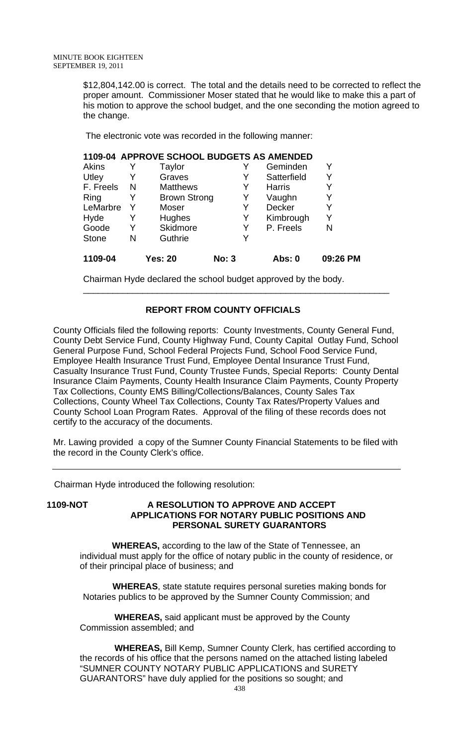\$12,804,142.00 is correct. The total and the details need to be corrected to reflect the proper amount. Commissioner Moser stated that he would like to make this a part of his motion to approve the school budget, and the one seconding the motion agreed to the change.

The electronic vote was recorded in the following manner:

**1109-04 APPROVE SCHOOL BUDGETS AS AMENDED**

| | | | | | |
|---|---|---|---|---|---|
| Akins | Y | Taylor | Y | Geminden | Y |
| Utley | Y | Graves | Y | Satterfield | Y |
| F. Freels | N | Matthews | Y | Harris | Y |
| Ring | Y | Brown Strong | Y | Vaughn | Y |
| LeMarbre | Y | Moser | Y | Decker | Y |
| Hyde | Y | Hughes | Y | Kimbrough | Y |
| Goode | Y | Skidmore | Y | P. Freels | N |
| Stone | N | Guthrie | Y | | |

**1109-04 Yes: 20 No: 3 Abs: 0 09:26 PM**

Chairman Hyde declared the school budget approved by the body.

---

**REPORT FROM COUNTY OFFICIALS**

County Officials filed the following reports: County Investments, County General Fund, County Debt Service Fund, County Highway Fund, County Capital Outlay Fund, School General Purpose Fund, School Federal Projects Fund, School Food Service Fund, Employee Health Insurance Trust Fund, Employee Dental Insurance Trust Fund, Casualty Insurance Trust Fund, County Trustee Funds, Special Reports: County Dental Insurance Claim Payments, County Health Insurance Claim Payments, County Property Tax Collections, County EMS Billing/Collections/Balances, County Sales Tax Collections, County Wheel Tax Collections, County Tax Rates/Property Values and County School Loan Program Rates. Approval of the filing of these records does not certify to the accuracy of the documents.

Mr. Lawing provided a copy of the Sumner County Financial Statements to be filed with the record in the County Clerk's office.

---

Chairman Hyde introduced the following resolution:

**1109-NOT A RESOLUTION TO APPROVE AND ACCEPT APPLICATIONS FOR NOTARY PUBLIC POSITIONS AND PERSONAL SURETY GUARANTORS**

**WHEREAS,** according to the law of the State of Tennessee, an individual must apply for the office of notary public in the county of residence, or of their principal place of business; and

**WHEREAS**, state statute requires personal sureties making bonds for Notaries publics to be approved by the Sumner County Commission; and

**WHEREAS,** said applicant must be approved by the County Commission assembled; and

**WHEREAS,** Bill Kemp, Sumner County Clerk, has certified according to the records of his office that the persons named on the attached listing labeled "SUMNER COUNTY NOTARY PUBLIC APPLICATIONS and SURETY GUARANTORS" have duly applied for the positions so sought; and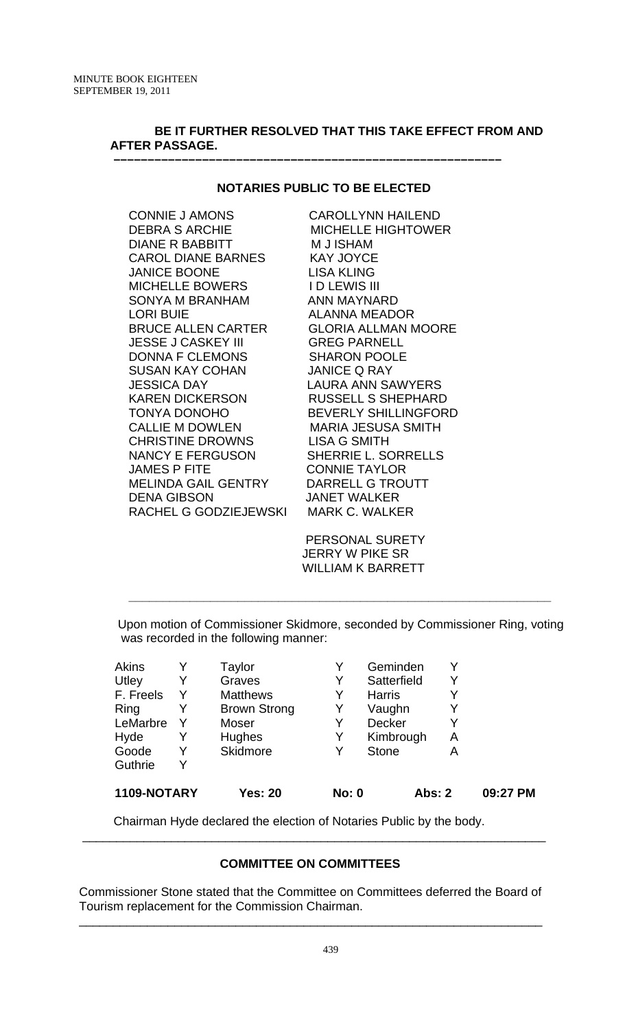**BE IT FURTHER RESOLVED THAT THIS TAKE EFFECT FROM AND AFTER PASSAGE.**

---

**NOTARIES PUBLIC TO BE ELECTED**

| | |
|---|---|
| CONNIE J AMONS | CAROLLYNN HAILEND |
| DEBRA S ARCHIE | MICHELLE HIGHTOWER |
| DIANE R BABBITT | M J ISHAM |
| CAROL DIANE BARNES | KAY JOYCE |
| JANICE BOONE | LISA KLING |
| MICHELLE BOWERS | I D LEWIS III |
| SONYA M BRANHAM | ANN MAYNARD |
| LORI BUIE | ALANNA MEADOR |
| BRUCE ALLEN CARTER | GLORIA ALLMAN MOORE |
| JESSE J CASKEY III | GREG PARNELL |
| DONNA F CLEMONS | SHARON POOLE |
| SUSAN KAY COHAN | JANICE Q RAY |
| JESSICA DAY | LAURA ANN SAWYERS |
| KAREN DICKERSON | RUSSELL S SHEPHARD |
| TONYA DONOHO | BEVERLY SHILLINGFORD |
| CALLIE M DOWLEN | MARIA JESUSA SMITH |
| CHRISTINE DROWNS | LISA G SMITH |
| NANCY E FERGUSON | SHERRIE L. SORRELLS |
| JAMES P FITE | CONNIE TAYLOR |
| MELINDA GAIL GENTRY | DARRELL G TROUTT |
| DENA GIBSON | JANET WALKER |
| RACHEL G GODZIEJEWSKI | MARK C. WALKER |

PERSONAL SURETY
JERRY W PIKE SR
WILLIAM K BARRETT

---

Upon motion of Commissioner Skidmore, seconded by Commissioner Ring, voting was recorded in the following manner:

| | | | | | |
|---|---|---|---|---|---|
| Akins | Y | Taylor | Y | Geminden | Y |
| Utley | Y | Graves | Y | Satterfield | Y |
| F. Freels | Y | Matthews | Y | Harris | Y |
| Ring | Y | Brown Strong | Y | Vaughn | Y |
| LeMarbre | Y | Moser | Y | Decker | Y |
| Hyde | Y | Hughes | Y | Kimbrough | A |
| Goode | Y | Skidmore | Y | Stone | A |
| Guthrie | Y | | | | |

**1109-NOTARY Yes: 20 No: 0 Abs: 2 09:27 PM**

Chairman Hyde declared the election of Notaries Public by the body.

---

**COMMITTEE ON COMMITTEES**

Commissioner Stone stated that the Committee on Committees deferred the Board of Tourism replacement for the Commission Chairman.

---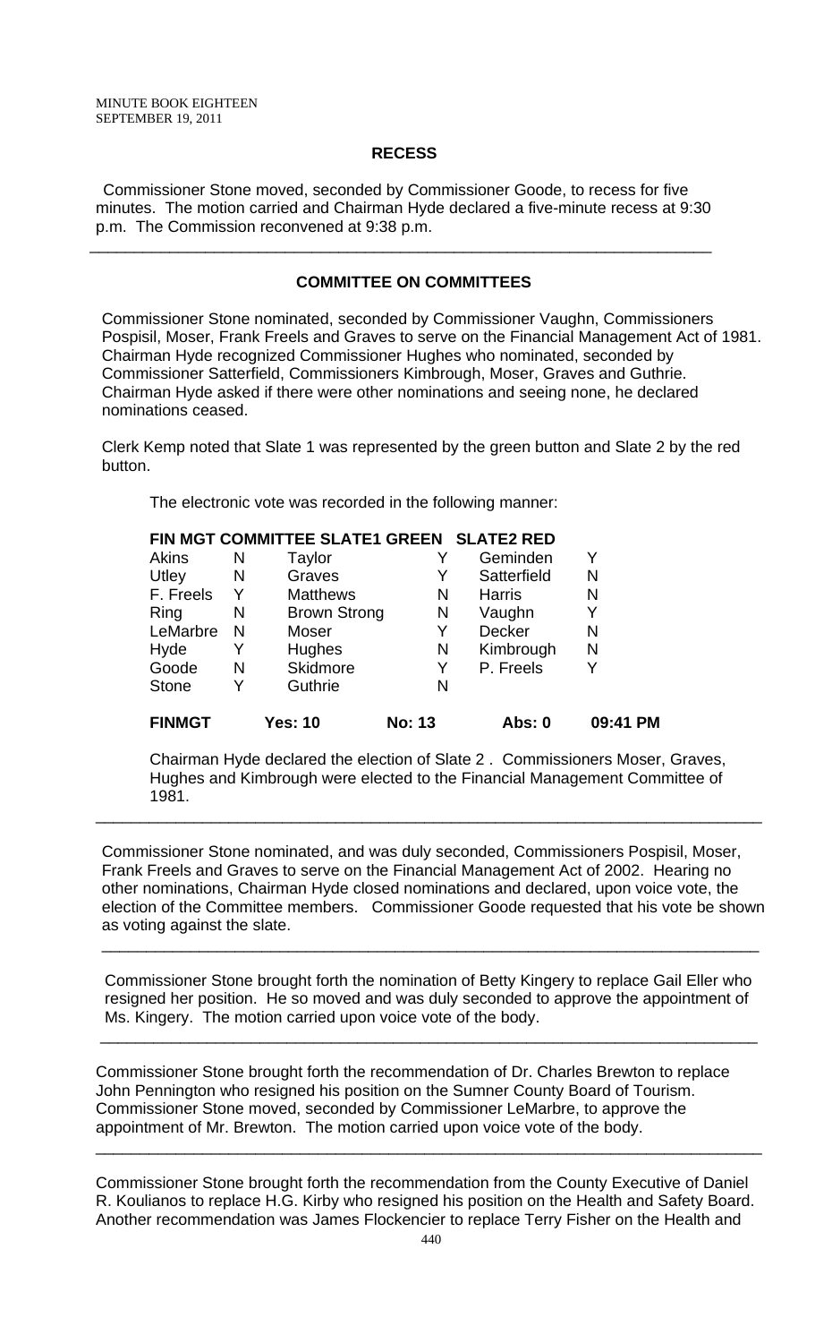## RECESS

Commissioner Stone moved, seconded by Commissioner Goode, to recess for five minutes. The motion carried and Chairman Hyde declared a five-minute recess at 9:30 p.m. The Commission reconvened at 9:38 p.m.

---

## COMMITTEE ON COMMITTEES

Commissioner Stone nominated, seconded by Commissioner Vaughn, Commissioners Pospisil, Moser, Frank Freels and Graves to serve on the Financial Management Act of 1981. Chairman Hyde recognized Commissioner Hughes who nominated, seconded by Commissioner Satterfield, Commissioners Kimbrough, Moser, Graves and Guthrie. Chairman Hyde asked if there were other nominations and seeing none, he declared nominations ceased.

Clerk Kemp noted that Slate 1 was represented by the green button and Slate 2 by the red button.

The electronic vote was recorded in the following manner:

**FIN MGT COMMITTEE SLATE1 GREEN SLATE2 RED**

| | | | | | |
|---|---|---|---|---|---|
| Akins | N | Taylor | Y | Geminden | Y |
| Utley | N | Graves | Y | Satterfield | N |
| F. Freels | Y | Matthews | N | Harris | N |
| Ring | N | Brown Strong | N | Vaughn | Y |
| LeMarbre | N | Moser | Y | Decker | N |
| Hyde | Y | Hughes | N | Kimbrough | N |
| Goode | N | Skidmore | Y | P. Freels | Y |
| Stone | Y | Guthrie | N | | |

**FINMGT Yes: 10 No: 13 Abs: 0 09:41 PM**

Chairman Hyde declared the election of Slate 2 . Commissioners Moser, Graves, Hughes and Kimbrough were elected to the Financial Management Committee of 1981.

---

Commissioner Stone nominated, and was duly seconded, Commissioners Pospisil, Moser, Frank Freels and Graves to serve on the Financial Management Act of 2002. Hearing no other nominations, Chairman Hyde closed nominations and declared, upon voice vote, the election of the Committee members. Commissioner Goode requested that his vote be shown as voting against the slate.

---

Commissioner Stone brought forth the nomination of Betty Kingery to replace Gail Eller who resigned her position. He so moved and was duly seconded to approve the appointment of Ms. Kingery. The motion carried upon voice vote of the body.

---

Commissioner Stone brought forth the recommendation of Dr. Charles Brewton to replace John Pennington who resigned his position on the Sumner County Board of Tourism. Commissioner Stone moved, seconded by Commissioner LeMarbre, to approve the appointment of Mr. Brewton. The motion carried upon voice vote of the body.

---

Commissioner Stone brought forth the recommendation from the County Executive of Daniel R. Koulianos to replace H.G. Kirby who resigned his position on the Health and Safety Board. Another recommendation was James Flockencier to replace Terry Fisher on the Health and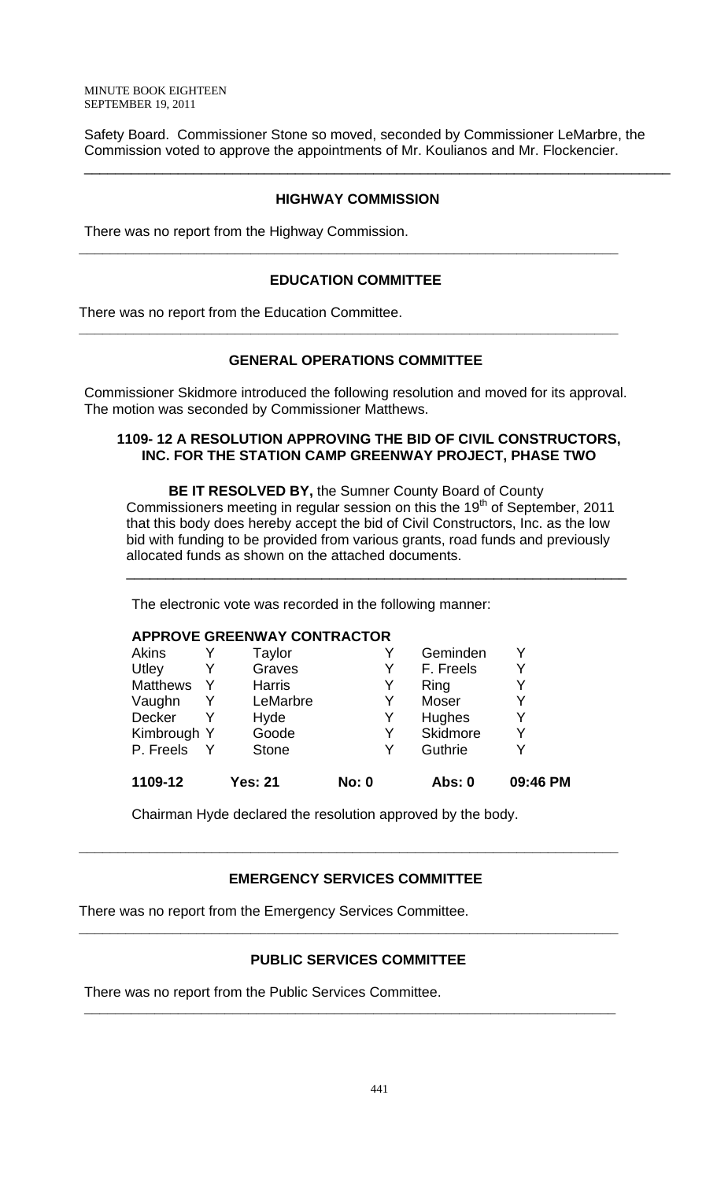Safety Board. Commissioner Stone so moved, seconded by Commissioner LeMarbre, the Commission voted to approve the appointments of Mr. Koulianos and Mr. Flockencier.

---

**HIGHWAY COMMISSION**

There was no report from the Highway Commission.

---

**EDUCATION COMMITTEE**

There was no report from the Education Committee.

---

**GENERAL OPERATIONS COMMITTEE**

Commissioner Skidmore introduced the following resolution and moved for its approval. The motion was seconded by Commissioner Matthews.

**1109- 12 A RESOLUTION APPROVING THE BID OF CIVIL CONSTRUCTORS, INC. FOR THE STATION CAMP GREENWAY PROJECT, PHASE TWO**

**BE IT RESOLVED BY,** the Sumner County Board of County Commissioners meeting in regular session on this the 19th of September, 2011 that this body does hereby accept the bid of Civil Constructors, Inc. as the low bid with funding to be provided from various grants, road funds and previously allocated funds as shown on the attached documents.

---

The electronic vote was recorded in the following manner:

**APPROVE GREENWAY CONTRACTOR**

| | | | | | | |
|---|---|---|---|---|---|---|
| Akins | Y | Taylor | | Y | Geminden | Y |
| Utley | Y | Graves | | Y | F. Freels | Y |
| Matthews | Y | Harris | | Y | Ring | Y |
| Vaughn | Y | LeMarbre | | Y | Moser | Y |
| Decker | Y | Hyde | | Y | Hughes | Y |
| Kimbrough | Y | Goode | | Y | Skidmore | Y |
| P. Freels | Y | Stone | | Y | Guthrie | Y |
| **1109-12** | | **Yes: 21** | **No: 0** | | **Abs: 0** | **09:46 PM** |

Chairman Hyde declared the resolution approved by the body.

---

**EMERGENCY SERVICES COMMITTEE**

There was no report from the Emergency Services Committee.

---

**PUBLIC SERVICES COMMITTEE**

There was no report from the Public Services Committee.

---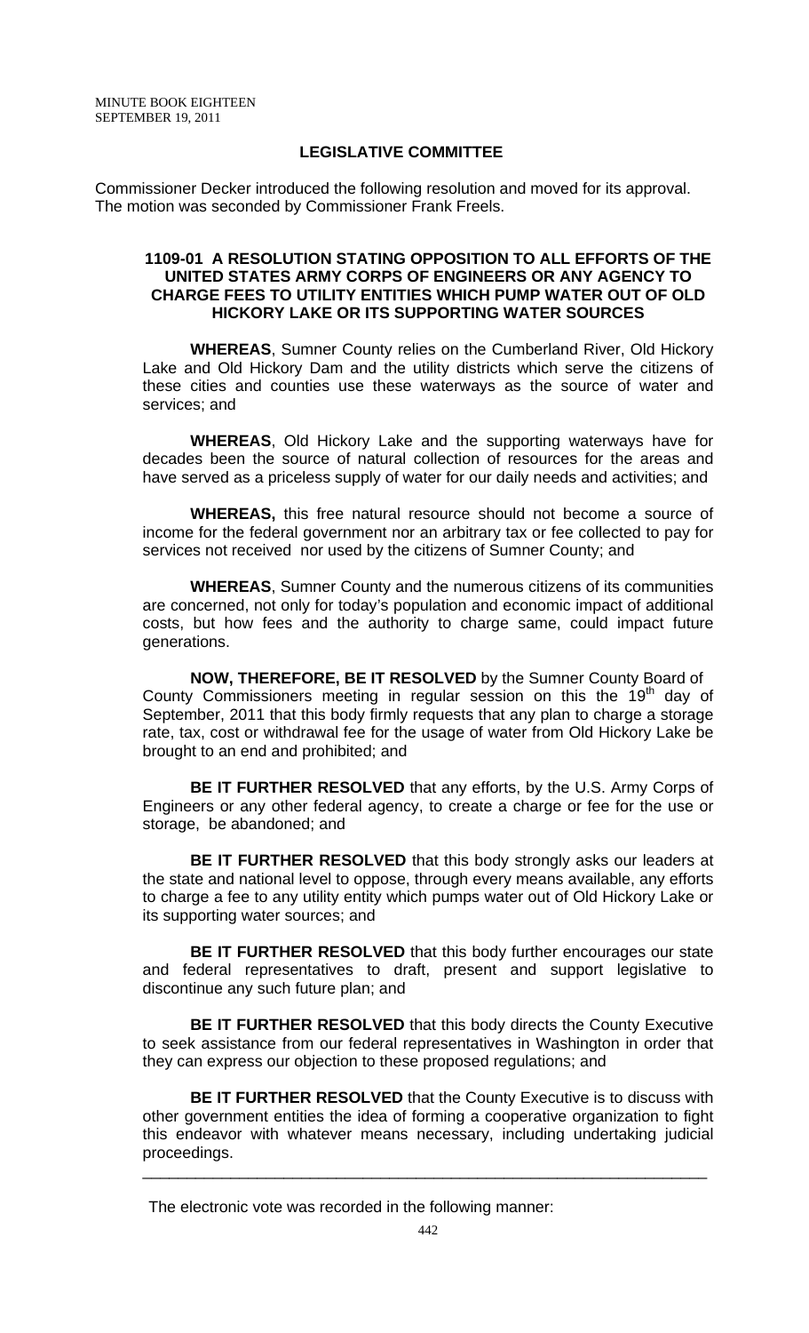## LEGISLATIVE COMMITTEE

Commissioner Decker introduced the following resolution and moved for its approval. The motion was seconded by Commissioner Frank Freels.

### 1109-01 A RESOLUTION STATING OPPOSITION TO ALL EFFORTS OF THE UNITED STATES ARMY CORPS OF ENGINEERS OR ANY AGENCY TO CHARGE FEES TO UTILITY ENTITIES WHICH PUMP WATER OUT OF OLD HICKORY LAKE OR ITS SUPPORTING WATER SOURCES

**WHEREAS**, Sumner County relies on the Cumberland River, Old Hickory Lake and Old Hickory Dam and the utility districts which serve the citizens of these cities and counties use these waterways as the source of water and services; and

**WHEREAS**, Old Hickory Lake and the supporting waterways have for decades been the source of natural collection of resources for the areas and have served as a priceless supply of water for our daily needs and activities; and

**WHEREAS,** this free natural resource should not become a source of income for the federal government nor an arbitrary tax or fee collected to pay for services not received nor used by the citizens of Sumner County; and

**WHEREAS**, Sumner County and the numerous citizens of its communities are concerned, not only for today's population and economic impact of additional costs, but how fees and the authority to charge same, could impact future generations.

**NOW, THEREFORE, BE IT RESOLVED** by the Sumner County Board of County Commissioners meeting in regular session on this the 19th day of September, 2011 that this body firmly requests that any plan to charge a storage rate, tax, cost or withdrawal fee for the usage of water from Old Hickory Lake be brought to an end and prohibited; and

**BE IT FURTHER RESOLVED** that any efforts, by the U.S. Army Corps of Engineers or any other federal agency, to create a charge or fee for the use or storage, be abandoned; and

**BE IT FURTHER RESOLVED** that this body strongly asks our leaders at the state and national level to oppose, through every means available, any efforts to charge a fee to any utility entity which pumps water out of Old Hickory Lake or its supporting water sources; and

**BE IT FURTHER RESOLVED** that this body further encourages our state and federal representatives to draft, present and support legislative to discontinue any such future plan; and

**BE IT FURTHER RESOLVED** that this body directs the County Executive to seek assistance from our federal representatives in Washington in order that they can express our objection to these proposed regulations; and

**BE IT FURTHER RESOLVED** that the County Executive is to discuss with other government entities the idea of forming a cooperative organization to fight this endeavor with whatever means necessary, including undertaking judicial proceedings.

---

The electronic vote was recorded in the following manner: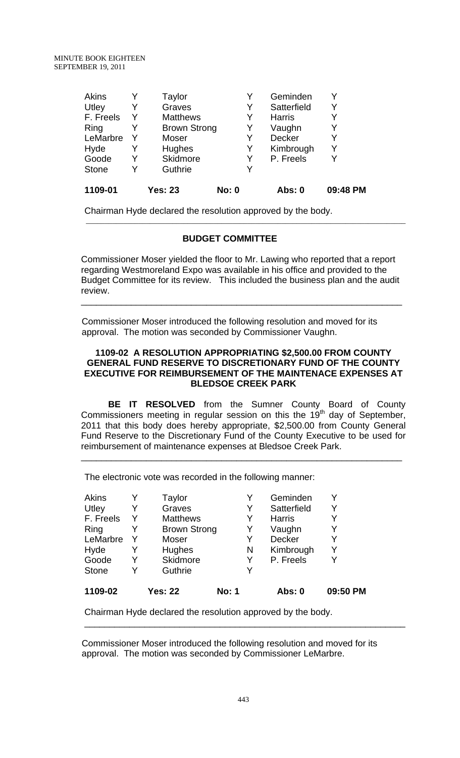| Akins | Y | Taylor | | Y | Geminden | Y |
|---|---|---|---|---|---|---|
| Utley | Y | Graves | | Y | Satterfield | Y |
| F. Freels | Y | Matthews | | Y | Harris | Y |
| Ring | Y | Brown Strong | | Y | Vaughn | Y |
| LeMarbre | Y | Moser | | Y | Decker | Y |
| Hyde | Y | Hughes | | Y | Kimbrough | Y |
| Goode | Y | Skidmore | | Y | P. Freels | Y |
| Stone | Y | Guthrie | | Y | | |
| **1109-01** | | **Yes: 23** | **No: 0** | | **Abs: 0** | **09:48 PM** |

Chairman Hyde declared the resolution approved by the body.

## BUDGET COMMITTEE

Commissioner Moser yielded the floor to Mr. Lawing who reported that a report regarding Westmoreland Expo was available in his office and provided to the Budget Committee for its review. This included the business plan and the audit review.

---

Commissioner Moser introduced the following resolution and moved for its approval. The motion was seconded by Commissioner Vaughn.

### 1109-02 A RESOLUTION APPROPRIATING $2,500.00 FROM COUNTY GENERAL FUND RESERVE TO DISCRETIONARY FUND OF THE COUNTY EXECUTIVE FOR REIMBURSEMENT OF THE MAINTENACE EXPENSES AT BLEDSOE CREEK PARK

**BE IT RESOLVED** from the Sumner County Board of County Commissioners meeting in regular session on this the 19th day of September, 2011 that this body does hereby appropriate, $2,500.00 from County General Fund Reserve to the Discretionary Fund of the County Executive to be used for reimbursement of maintenance expenses at Bledsoe Creek Park.

---

The electronic vote was recorded in the following manner:

| Akins | Y | Taylor | | Y | Geminden | Y |
|---|---|---|---|---|---|---|
| Utley | Y | Graves | | Y | Satterfield | Y |
| F. Freels | Y | Matthews | | Y | Harris | Y |
| Ring | Y | Brown Strong | | Y | Vaughn | Y |
| LeMarbre | Y | Moser | | Y | Decker | Y |
| Hyde | Y | Hughes | | N | Kimbrough | Y |
| Goode | Y | Skidmore | | Y | P. Freels | Y |
| Stone | Y | Guthrie | | Y | | |
| **1109-02** | | **Yes: 22** | **No: 1** | | **Abs: 0** | **09:50 PM** |

Chairman Hyde declared the resolution approved by the body.

---

Commissioner Moser introduced the following resolution and moved for its approval. The motion was seconded by Commissioner LeMarbre.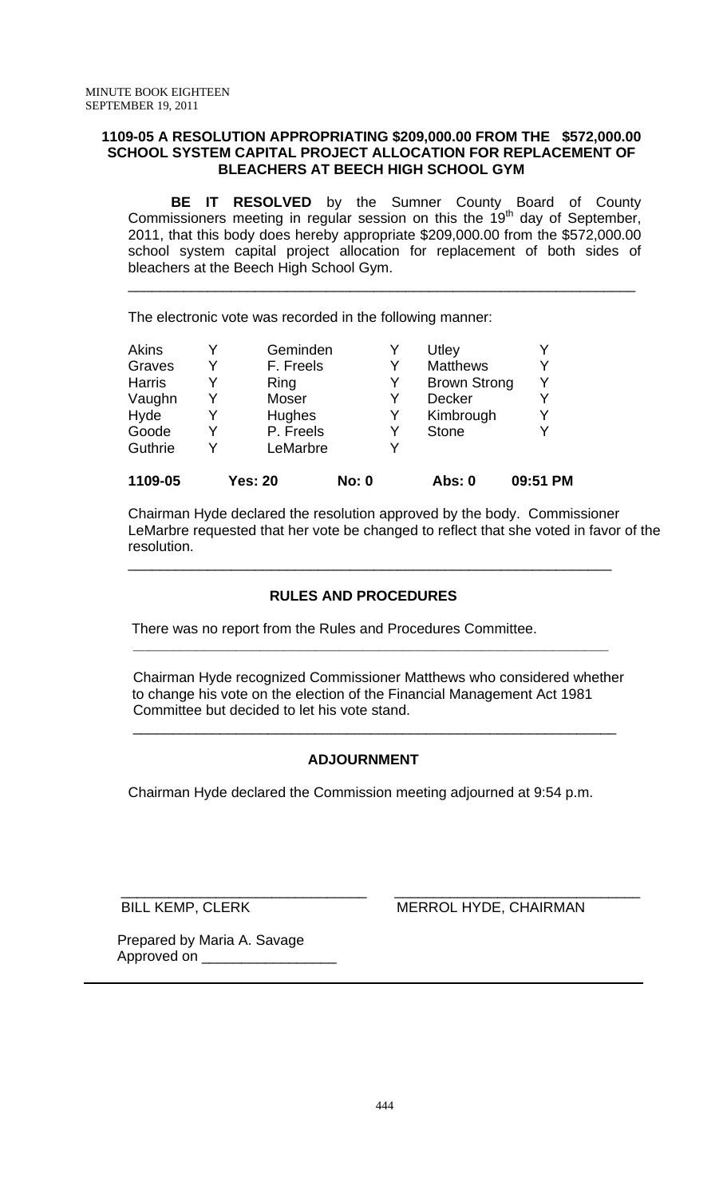### 1109-05 A RESOLUTION APPROPRIATING $209,000.00 FROM THE $572,000.00 SCHOOL SYSTEM CAPITAL PROJECT ALLOCATION FOR REPLACEMENT OF BLEACHERS AT BEECH HIGH SCHOOL GYM

**BE IT RESOLVED** by the Sumner County Board of County Commissioners meeting in regular session on this the 19th day of September, 2011, that this body does hereby appropriate $209,000.00 from the $572,000.00 school system capital project allocation for replacement of both sides of bleachers at the Beech High School Gym.

---

The electronic vote was recorded in the following manner:

| | | | | | |
|---|---|---|---|---|---|
| Akins | Y | Geminden | Y | Utley | Y |
| Graves | Y | F. Freels | Y | Matthews | Y |
| Harris | Y | Ring | Y | Brown Strong | Y |
| Vaughn | Y | Moser | Y | Decker | Y |
| Hyde | Y | Hughes | Y | Kimbrough | Y |
| Goode | Y | P. Freels | Y | Stone | Y |
| Guthrie | Y | LeMarbre | Y | | |
| **1109-05** | **Yes: 20** | | **No: 0** | **Abs: 0** | **09:51 PM** |

Chairman Hyde declared the resolution approved by the body. Commissioner LeMarbre requested that her vote be changed to reflect that she voted in favor of the resolution.

---

### RULES AND PROCEDURES

There was no report from the Rules and Procedures Committee.

---

Chairman Hyde recognized Commissioner Matthews who considered whether to change his vote on the election of the Financial Management Act 1981 Committee but decided to let his vote stand.

---

### ADJOURNMENT

Chairman Hyde declared the Commission meeting adjourned at 9:54 p.m.

______________________________ ______________________________

BILL KEMP, CLERK MERROL HYDE, CHAIRMAN

Prepared by Maria A. Savage
Approved on ________________